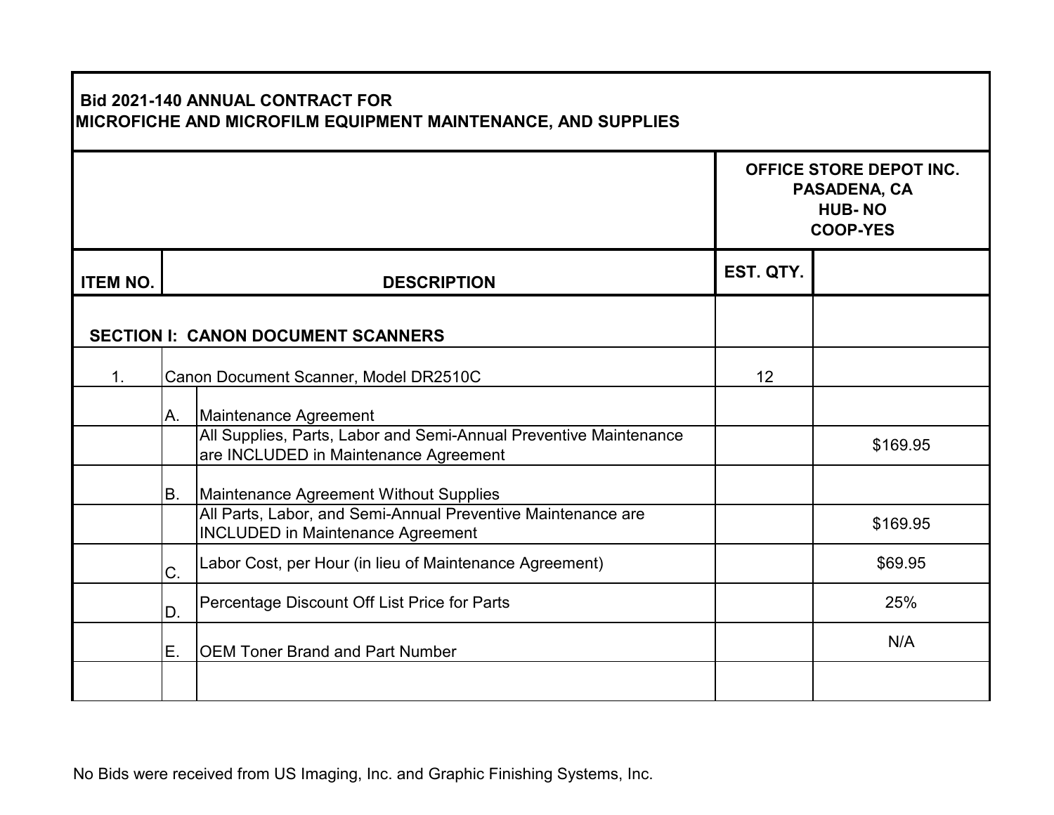**Bid 2021-140 ANNUAL CONTRACT FOR MICROFICHE AND MICROFILM EQUIPMENT MAINTENANCE, AND SUPPLIES**

| | | | | OFFICE STORE DEPOT INC. PASADENA, CA HUB- NO COOP-YES |
|---|---|---|---|---|
| **ITEM NO.** | | **DESCRIPTION** | **EST. QTY.** | |
| **SECTION I: CANON DOCUMENT SCANNERS** | | | | |
| 1. | Canon Document Scanner, Model DR2510C | | 12 | |
| | A. | Maintenance Agreement | | |
| | | All Supplies, Parts, Labor and Semi-Annual Preventive Maintenance are INCLUDED in Maintenance Agreement | | $169.95 |
| | B. | Maintenance Agreement Without Supplies | | |
| | | All Parts, Labor, and Semi-Annual Preventive Maintenance are INCLUDED in Maintenance Agreement | | $169.95 |
| | C. | Labor Cost, per Hour (in lieu of Maintenance Agreement) | | $69.95 |
| | D. | Percentage Discount Off List Price for Parts | | 25% |
| | E. | OEM Toner Brand and Part Number | | N/A |

No Bids were received from US Imaging, Inc. and Graphic Finishing Systems, Inc.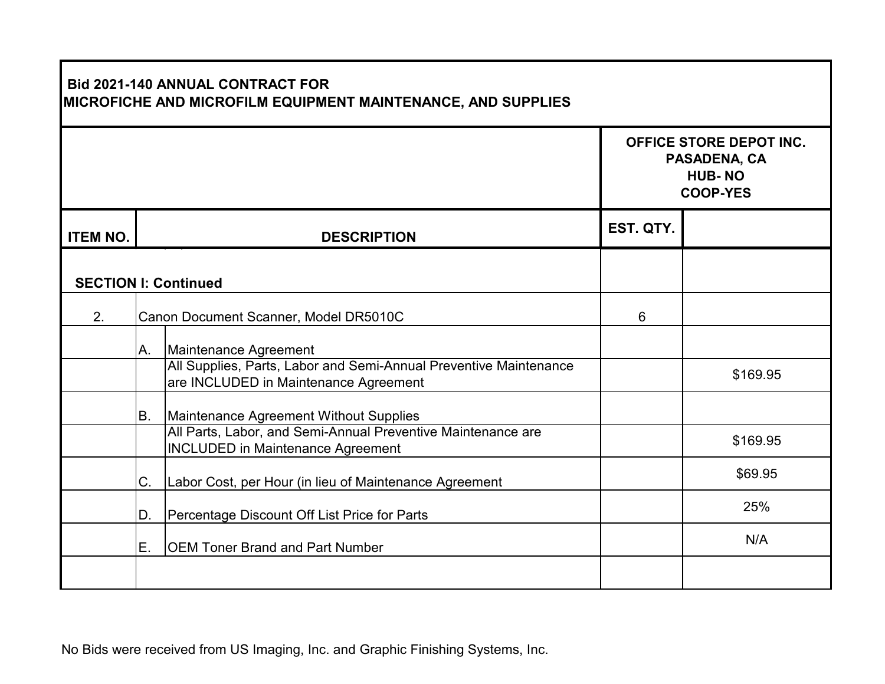| Bid 2021-140 ANNUAL CONTRACT FOR MICROFICHE AND MICROFILM EQUIPMENT MAINTENANCE, AND SUPPLIES | | | | |
|---|---|---|---|---|
| | | | OFFICE STORE DEPOT INC. PASADENA, CA HUB- NO COOP-YES | |
| **ITEM NO.** | | **DESCRIPTION** | **EST. QTY.** | |
| **SECTION I: Continued** | | | | |
| 2. | Canon Document Scanner, Model DR5010C | | 6 | |
| | A. | Maintenance Agreement | | |
| | | All Supplies, Parts, Labor and Semi-Annual Preventive Maintenance are INCLUDED in Maintenance Agreement | | $169.95 |
| | B. | Maintenance Agreement Without Supplies | | |
| | | All Parts, Labor, and Semi-Annual Preventive Maintenance are INCLUDED in Maintenance Agreement | | $169.95 |
| | C. | Labor Cost, per Hour (in lieu of Maintenance Agreement | | $69.95 |
| | D. | Percentage Discount Off List Price for Parts | | 25% |
| | E. | OEM Toner Brand and Part Number | | N/A |
| | | | | |

No Bids were received from US Imaging, Inc. and Graphic Finishing Systems, Inc.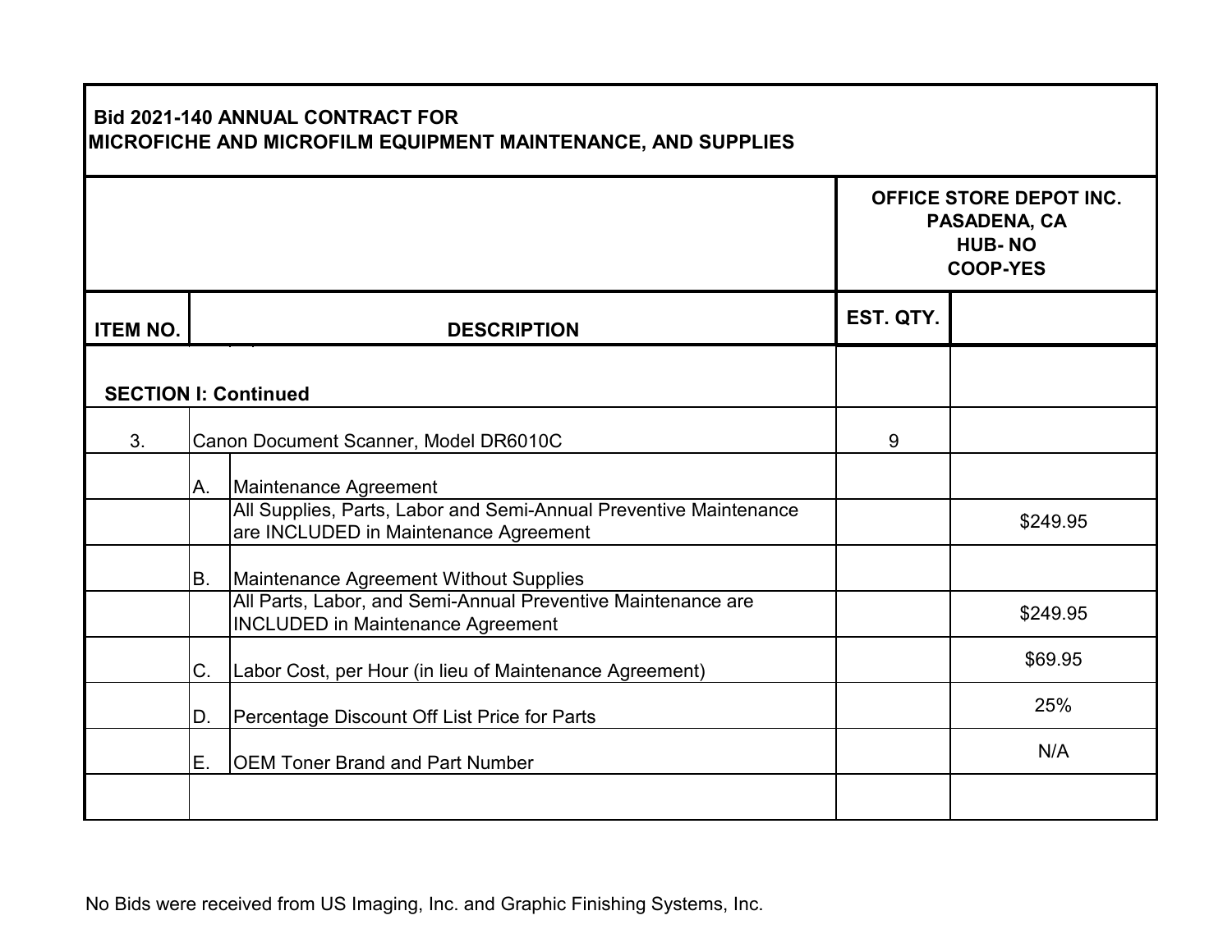**Bid 2021-140 ANNUAL CONTRACT FOR**
**MICROFICHE AND MICROFILM EQUIPMENT MAINTENANCE, AND SUPPLIES**

| ITEM NO. | | DESCRIPTION | EST. QTY. | OFFICE STORE DEPOT INC. PASADENA, CA HUB- NO COOP-YES |
|---|---|---|---|---|
| **SECTION I: Continued** | | | | |
| 3. | Canon Document Scanner, Model DR6010C | | 9 | |
| | A. | Maintenance Agreement | | |
| | | All Supplies, Parts, Labor and Semi-Annual Preventive Maintenance are INCLUDED in Maintenance Agreement | | $249.95 |
| | B. | Maintenance Agreement Without Supplies | | |
| | | All Parts, Labor, and Semi-Annual Preventive Maintenance are INCLUDED in Maintenance Agreement | | $249.95 |
| | C. | Labor Cost, per Hour (in lieu of Maintenance Agreement) | | $69.95 |
| | D. | Percentage Discount Off List Price for Parts | | 25% |
| | E. | OEM Toner Brand and Part Number | | N/A |
| | | | | |

No Bids were received from US Imaging, Inc. and Graphic Finishing Systems, Inc.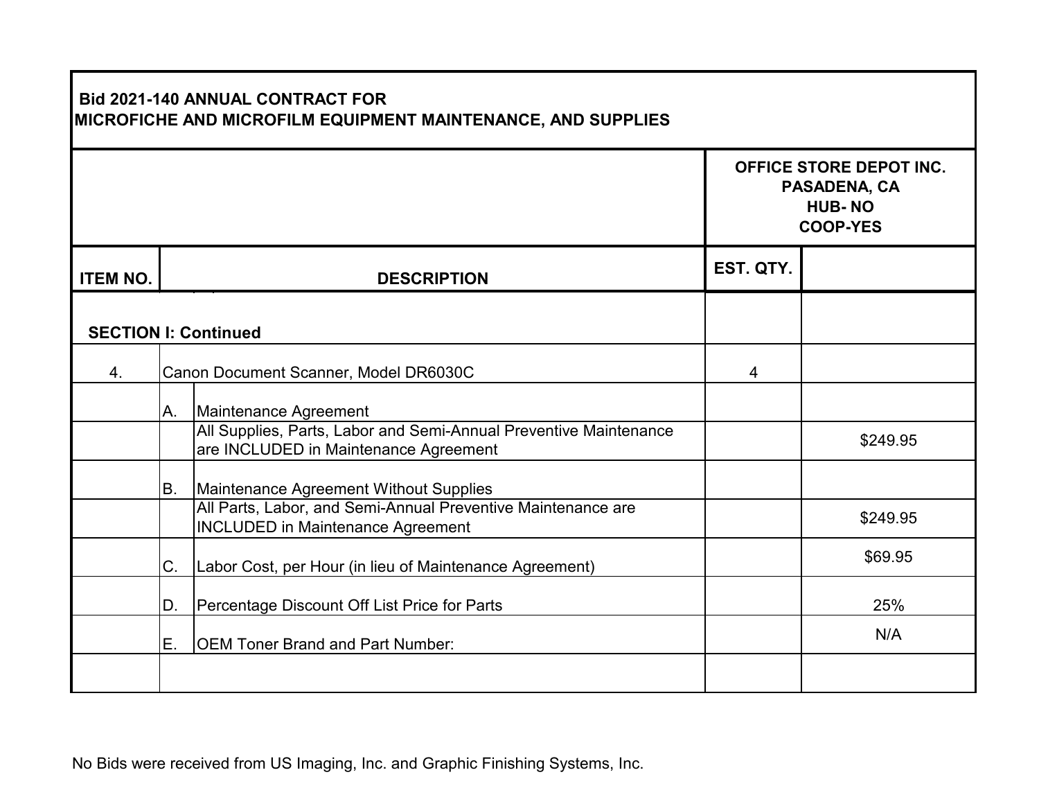| Bid 2021-140 ANNUAL CONTRACT FOR MICROFICHE AND MICROFILM EQUIPMENT MAINTENANCE, AND SUPPLIES | | | | |
|---|---|---|---|---|
| | | | **OFFICE STORE DEPOT INC. PASADENA, CA HUB- NO COOP-YES** | |
| **ITEM NO.** | | **DESCRIPTION** | **EST. QTY.** | |
| **SECTION I: Continued** | | | | |
| 4. | Canon Document Scanner, Model DR6030C | | 4 | |
| | A. | Maintenance Agreement | | |
| | | All Supplies, Parts, Labor and Semi-Annual Preventive Maintenance are INCLUDED in Maintenance Agreement | | $249.95 |
| | B. | Maintenance Agreement Without Supplies | | |
| | | All Parts, Labor, and Semi-Annual Preventive Maintenance are INCLUDED in Maintenance Agreement | | $249.95 |
| | C. | Labor Cost, per Hour (in lieu of Maintenance Agreement) | | $69.95 |
| | D. | Percentage Discount Off List Price for Parts | | 25% |
| | E. | OEM Toner Brand and Part Number: | | N/A |
| | | | | |

No Bids were received from US Imaging, Inc. and Graphic Finishing Systems, Inc.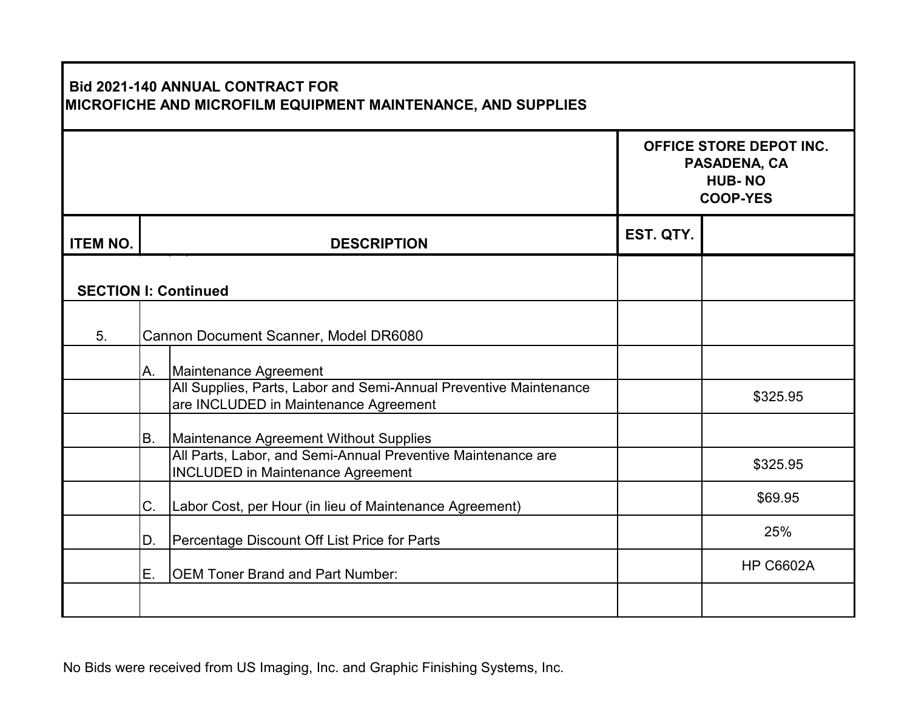| Bid 2021-140 ANNUAL CONTRACT FOR MICROFICHE AND MICROFILM EQUIPMENT MAINTENANCE, AND SUPPLIES | | | | |
|---|---|---|---|---|
| | | | | OFFICE STORE DEPOT INC.<br>PASADENA, CA<br>HUB- NO<br>COOP-YES |
| **ITEM NO.** | | **DESCRIPTION** | **EST. QTY.** | |
| **SECTION I: Continued** | | | | |
| 5. | Cannon Document Scanner, Model DR6080 | | | |
| | A. | Maintenance Agreement | | |
| | | All Supplies, Parts, Labor and Semi-Annual Preventive Maintenance are INCLUDED in Maintenance Agreement | | $325.95 |
| | B. | Maintenance Agreement Without Supplies | | |
| | | All Parts, Labor, and Semi-Annual Preventive Maintenance are INCLUDED in Maintenance Agreement | | $325.95 |
| | C. | Labor Cost, per Hour (in lieu of Maintenance Agreement) | | $69.95 |
| | D. | Percentage Discount Off List Price for Parts | | 25% |
| | E. | OEM Toner Brand and Part Number: | | HP C6602A |
| | | | | |

No Bids were received from US Imaging, Inc. and Graphic Finishing Systems, Inc.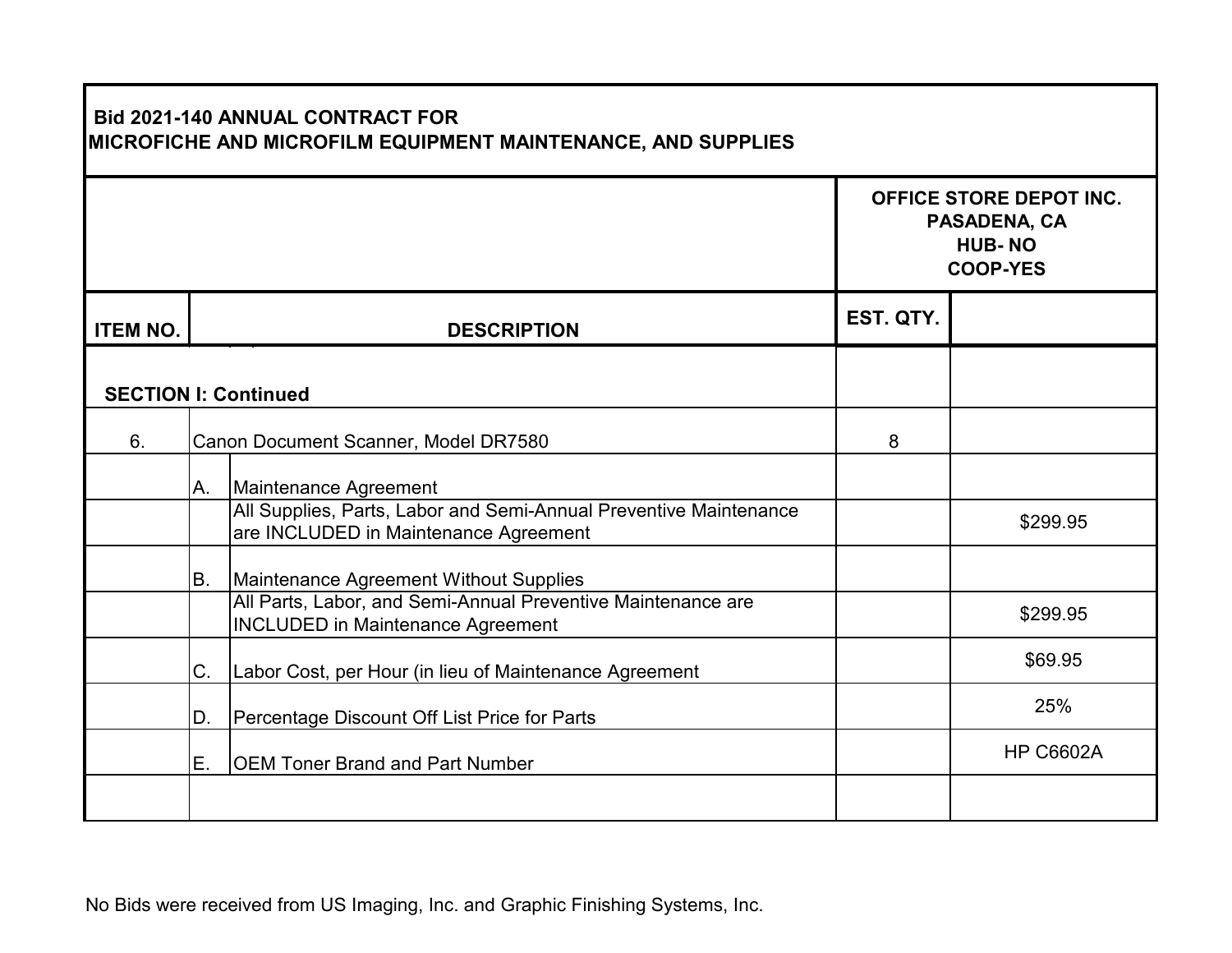**Bid 2021-140 ANNUAL CONTRACT FOR MICROFICHE AND MICROFILM EQUIPMENT MAINTENANCE, AND SUPPLIES**

| ITEM NO. | | DESCRIPTION | EST. QTY. | OFFICE STORE DEPOT INC. PASADENA, CA HUB- NO COOP-YES |
|---|---|---|---|---|
| **SECTION I: Continued** | | | | |
| 6. | Canon Document Scanner, Model DR7580 | | 8 | |
| | A. | Maintenance Agreement | | |
| | | All Supplies, Parts, Labor and Semi-Annual Preventive Maintenance are INCLUDED in Maintenance Agreement | | $299.95 |
| | B. | Maintenance Agreement Without Supplies | | |
| | | All Parts, Labor, and Semi-Annual Preventive Maintenance are INCLUDED in Maintenance Agreement | | $299.95 |
| | C. | Labor Cost, per Hour (in lieu of Maintenance Agreement | | $69.95 |
| | D. | Percentage Discount Off List Price for Parts | | 25% |
| | E. | OEM Toner Brand and Part Number | | HP C6602A |
| | | | | |

No Bids were received from US Imaging, Inc. and Graphic Finishing Systems, Inc.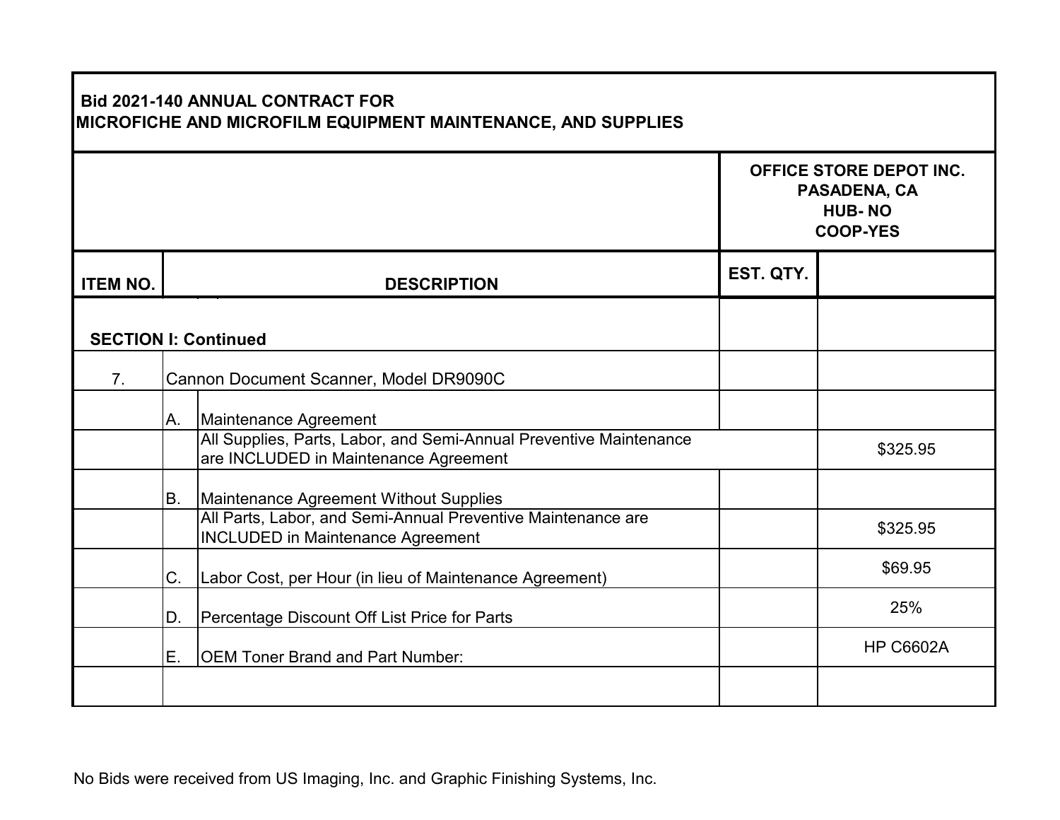**Bid 2021-140 ANNUAL CONTRACT FOR MICROFICHE AND MICROFILM EQUIPMENT MAINTENANCE, AND SUPPLIES**

| ITEM NO. | | DESCRIPTION | EST. QTY. | OFFICE STORE DEPOT INC. PASADENA, CA HUB- NO COOP-YES |
|---|---|---|---|---|
| **SECTION I: Continued** | | | | |
| 7. | Cannon Document Scanner, Model DR9090C | | | |
| | A. | Maintenance Agreement | | |
| | | All Supplies, Parts, Labor, and Semi-Annual Preventive Maintenance are INCLUDED in Maintenance Agreement | | $325.95 |
| | B. | Maintenance Agreement Without Supplies | | |
| | | All Parts, Labor, and Semi-Annual Preventive Maintenance are INCLUDED in Maintenance Agreement | | $325.95 |
| | C. | Labor Cost, per Hour (in lieu of Maintenance Agreement) | | $69.95 |
| | D. | Percentage Discount Off List Price for Parts | | 25% |
| | E. | OEM Toner Brand and Part Number: | | HP C6602A |
| | | | | |

No Bids were received from US Imaging, Inc. and Graphic Finishing Systems, Inc.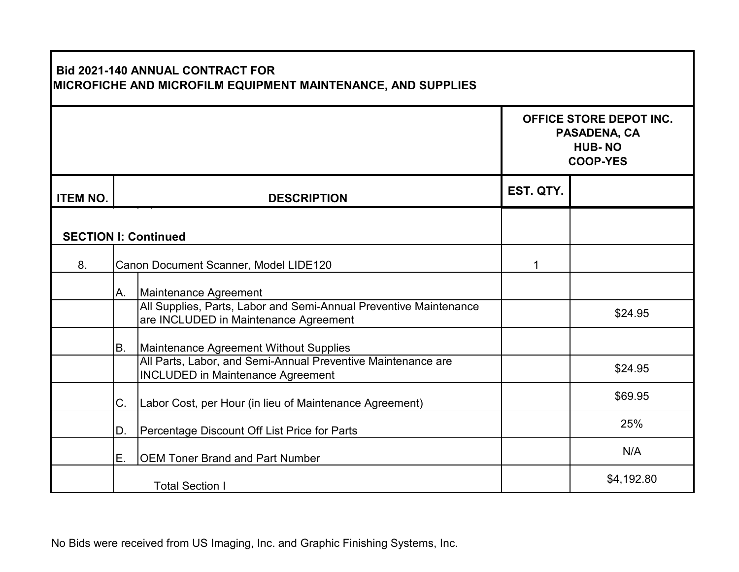**Bid 2021-140 ANNUAL CONTRACT FOR MICROFICHE AND MICROFILM EQUIPMENT MAINTENANCE, AND SUPPLIES**

| ITEM NO. | | DESCRIPTION | EST. QTY. | OFFICE STORE DEPOT INC. PASADENA, CA HUB- NO COOP-YES |
|---|---|---|---|---|
| **SECTION I: Continued** | | | | |
| 8. | Canon Document Scanner, Model LIDE120 | | 1 | |
| | A. | Maintenance Agreement | | |
| | | All Supplies, Parts, Labor and Semi-Annual Preventive Maintenance are INCLUDED in Maintenance Agreement | | $24.95 |
| | B. | Maintenance Agreement Without Supplies | | |
| | | All Parts, Labor, and Semi-Annual Preventive Maintenance are INCLUDED in Maintenance Agreement | | $24.95 |
| | C. | Labor Cost, per Hour (in lieu of Maintenance Agreement) | | $69.95 |
| | D. | Percentage Discount Off List Price for Parts | | 25% |
| | E. | OEM Toner Brand and Part Number | | N/A |
| | | Total Section I | | $4,192.80 |

No Bids were received from US Imaging, Inc. and Graphic Finishing Systems, Inc.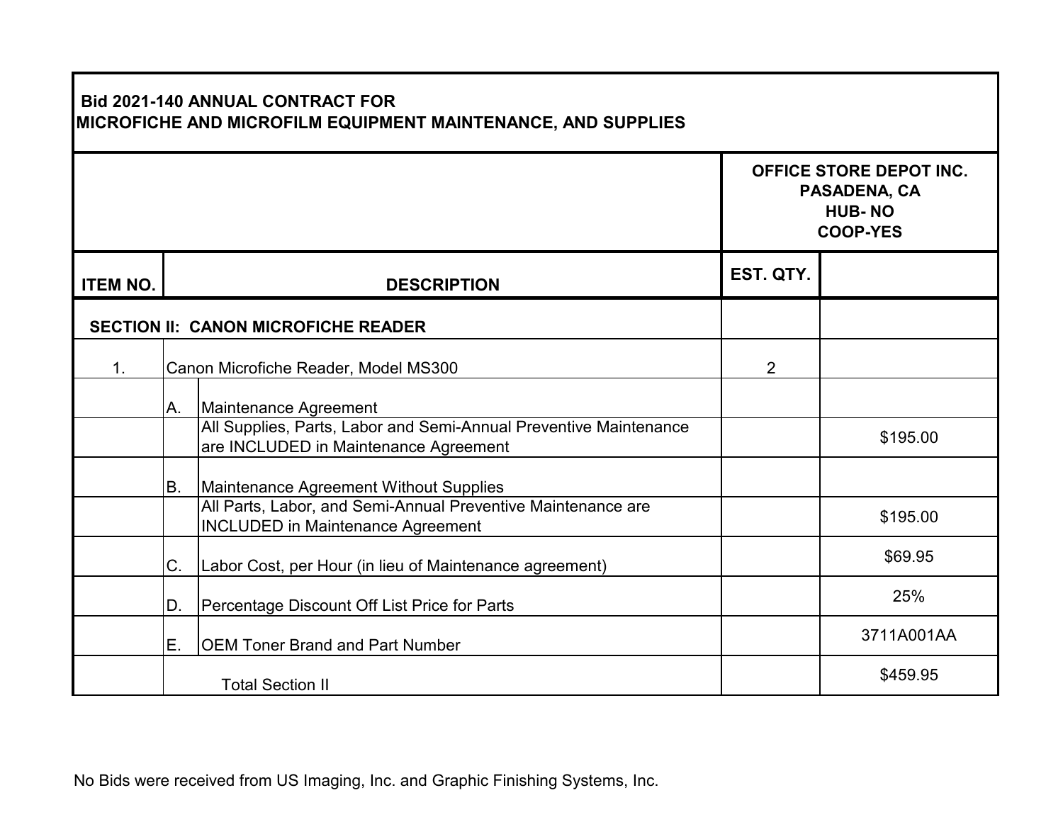| Bid 2021-140 ANNUAL CONTRACT FOR MICROFICHE AND MICROFILM EQUIPMENT MAINTENANCE, AND SUPPLIES | | | | |
|---|---|---|---|---|
| | | | OFFICE STORE DEPOT INC. PASADENA, CA HUB- NO COOP-YES | |
| **ITEM NO.** | | **DESCRIPTION** | **EST. QTY.** | |
| **SECTION II: CANON MICROFICHE READER** | | | | |
| 1. | Canon Microfiche Reader, Model MS300 | | 2 | |
| | A. | Maintenance Agreement | | |
| | | All Supplies, Parts, Labor and Semi-Annual Preventive Maintenance are INCLUDED in Maintenance Agreement | | $195.00 |
| | B. | Maintenance Agreement Without Supplies | | |
| | | All Parts, Labor, and Semi-Annual Preventive Maintenance are INCLUDED in Maintenance Agreement | | $195.00 |
| | C. | Labor Cost, per Hour (in lieu of Maintenance agreement) | | $69.95 |
| | D. | Percentage Discount Off List Price for Parts | | 25% |
| | E. | OEM Toner Brand and Part Number | | 3711A001AA |
| | | Total Section II | | $459.95 |

No Bids were received from US Imaging, Inc. and Graphic Finishing Systems, Inc.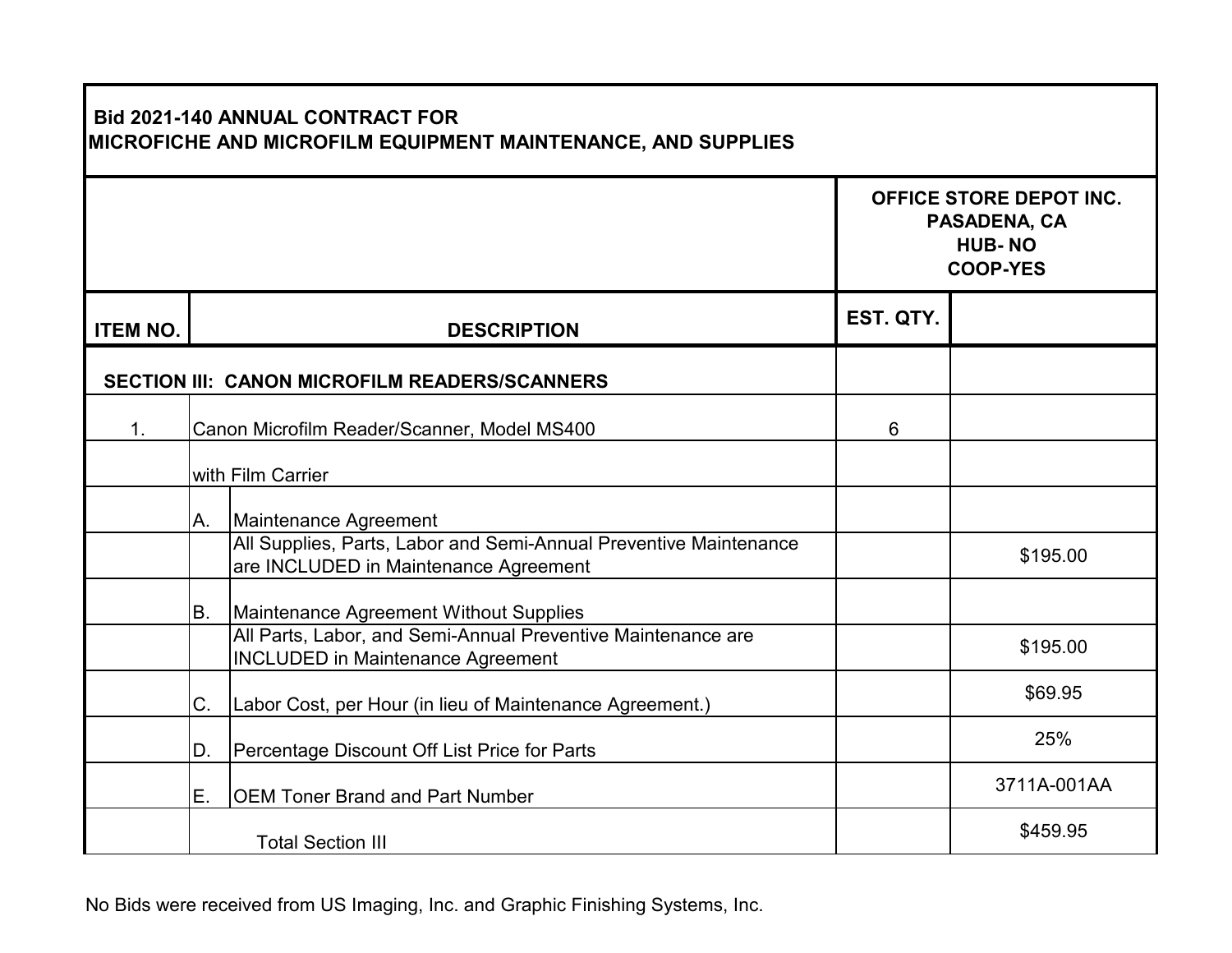**Bid 2021-140 ANNUAL CONTRACT FOR**
**MICROFICHE AND MICROFILM EQUIPMENT MAINTENANCE, AND SUPPLIES**

| | | | | OFFICE STORE DEPOT INC. PASADENA, CA HUB- NO COOP-YES |
|---|---|---|---|---|
| **ITEM NO.** | **DESCRIPTION** | | **EST. QTY.** | |
| **SECTION III: CANON MICROFILM READERS/SCANNERS** | | | | |
| 1. | Canon Microfilm Reader/Scanner, Model MS400 | | 6 | |
| | with Film Carrier | | | |
| | A. | Maintenance Agreement | | |
| | | All Supplies, Parts, Labor and Semi-Annual Preventive Maintenance are INCLUDED in Maintenance Agreement | | $195.00 |
| | B. | Maintenance Agreement Without Supplies | | |
| | | All Parts, Labor, and Semi-Annual Preventive Maintenance are INCLUDED in Maintenance Agreement | | $195.00 |
| | C. | Labor Cost, per Hour (in lieu of Maintenance Agreement.) | | $69.95 |
| | D. | Percentage Discount Off List Price for Parts | | 25% |
| | E. | OEM Toner Brand and Part Number | | 3711A-001AA |
| | Total Section III | | | $459.95 |

No Bids were received from US Imaging, Inc. and Graphic Finishing Systems, Inc.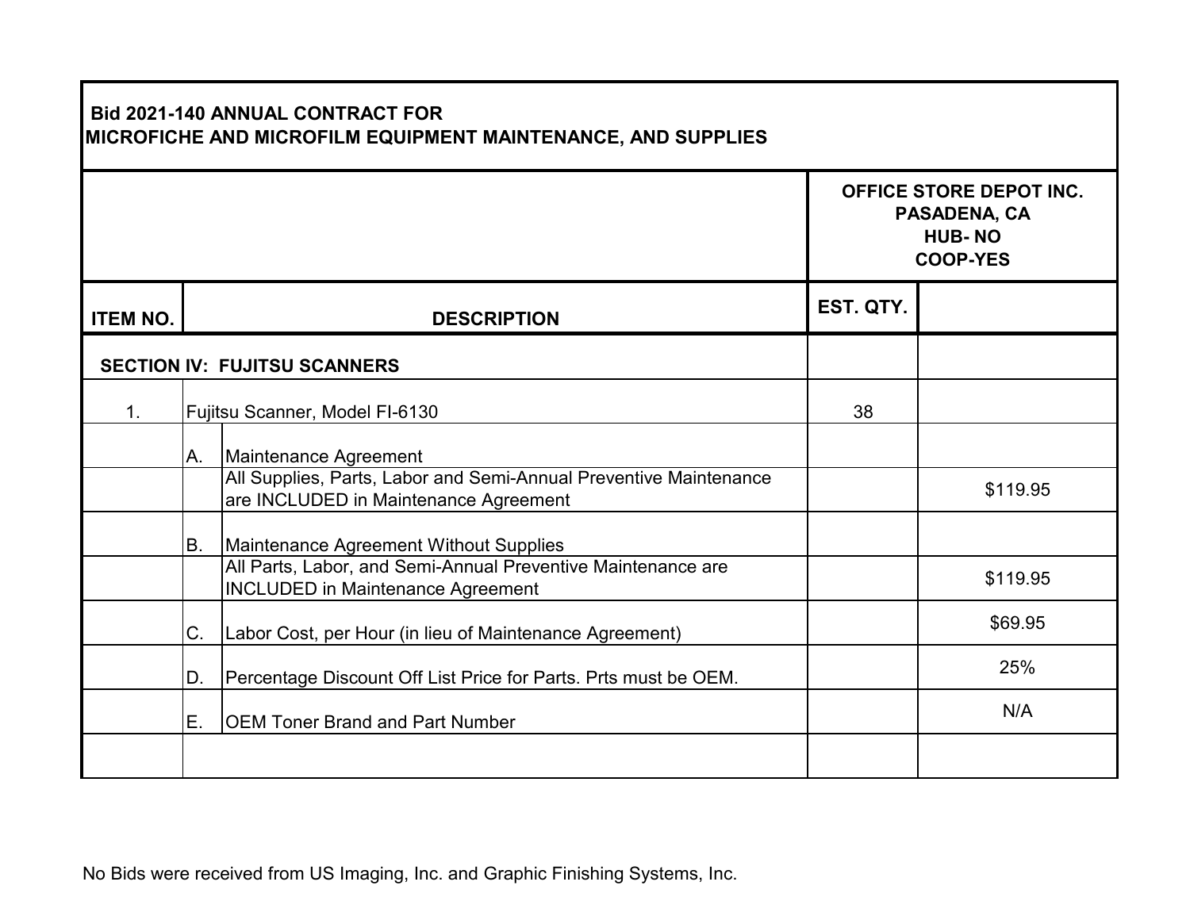| Bid 2021-140 ANNUAL CONTRACT FOR MICROFICHE AND MICROFILM EQUIPMENT MAINTENANCE, AND SUPPLIES | | | | |
|---|---|---|---|---|
| | | | OFFICE STORE DEPOT INC. PASADENA, CA HUB- NO COOP-YES | |
| **ITEM NO.** | | **DESCRIPTION** | **EST. QTY.** | |
| **SECTION IV: FUJITSU SCANNERS** | | | | |
| 1. | Fujitsu Scanner, Model FI-6130 | | 38 | |
| | A. | Maintenance Agreement | | |
| | | All Supplies, Parts, Labor and Semi-Annual Preventive Maintenance are INCLUDED in Maintenance Agreement | | $119.95 |
| | B. | Maintenance Agreement Without Supplies | | |
| | | All Parts, Labor, and Semi-Annual Preventive Maintenance are INCLUDED in Maintenance Agreement | | $119.95 |
| | C. | Labor Cost, per Hour (in lieu of Maintenance Agreement) | | $69.95 |
| | D. | Percentage Discount Off List Price for Parts. Prts must be OEM. | | 25% |
| | E. | OEM Toner Brand and Part Number | | N/A |
| | | | | |

No Bids were received from US Imaging, Inc. and Graphic Finishing Systems, Inc.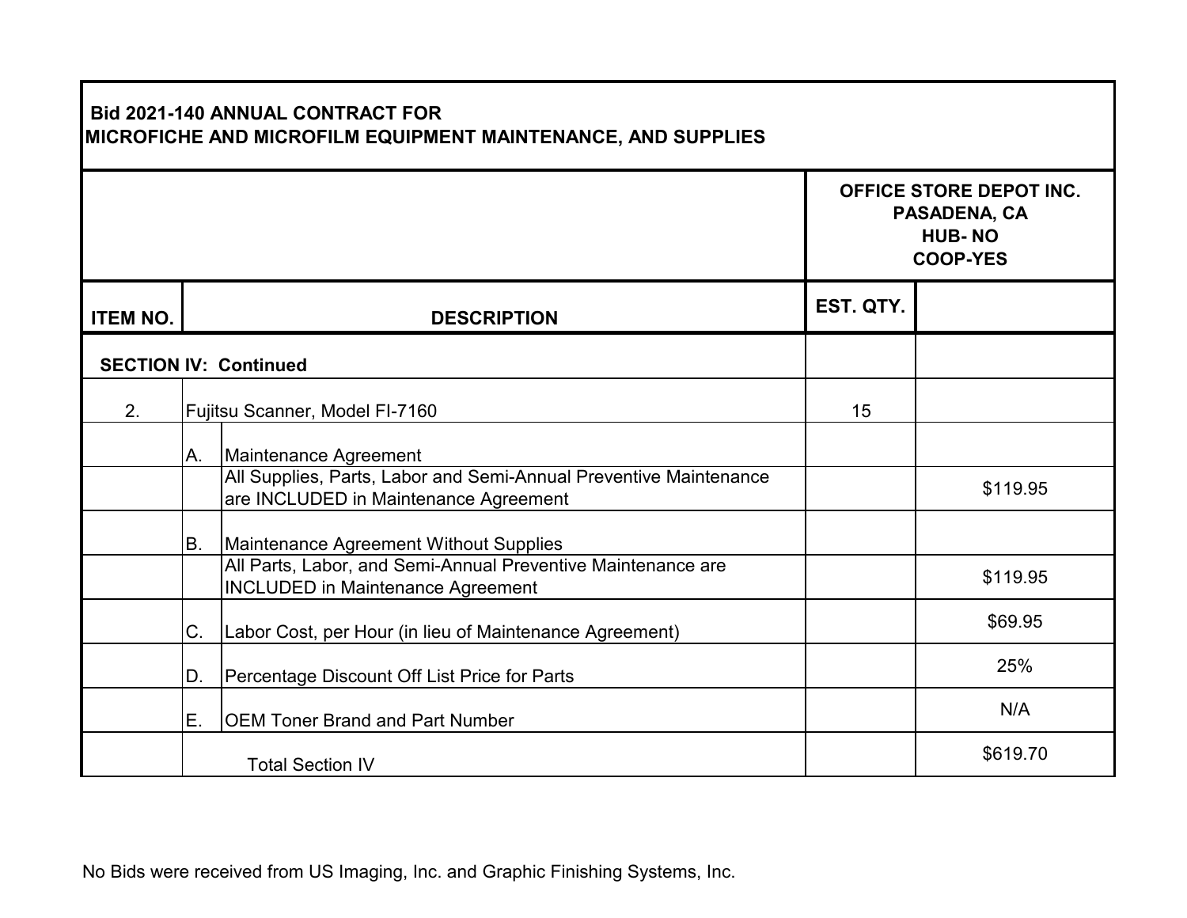**Bid 2021-140 ANNUAL CONTRACT FOR MICROFICHE AND MICROFILM EQUIPMENT MAINTENANCE, AND SUPPLIES**

| ITEM NO. | | DESCRIPTION | EST. QTY. | OFFICE STORE DEPOT INC. PASADENA, CA HUB- NO COOP-YES |
|---|---|---|---|---|
| **SECTION IV: Continued** | | | | |
| 2. | | Fujitsu Scanner, Model FI-7160 | 15 | |
| | A. | Maintenance Agreement | | |
| | | All Supplies, Parts, Labor and Semi-Annual Preventive Maintenance are INCLUDED in Maintenance Agreement | | $119.95 |
| | B. | Maintenance Agreement Without Supplies | | |
| | | All Parts, Labor, and Semi-Annual Preventive Maintenance are INCLUDED in Maintenance Agreement | | $119.95 |
| | C. | Labor Cost, per Hour (in lieu of Maintenance Agreement) | | $69.95 |
| | D. | Percentage Discount Off List Price for Parts | | 25% |
| | E. | OEM Toner Brand and Part Number | | N/A |
| | | Total Section IV | | $619.70 |

No Bids were received from US Imaging, Inc. and Graphic Finishing Systems, Inc.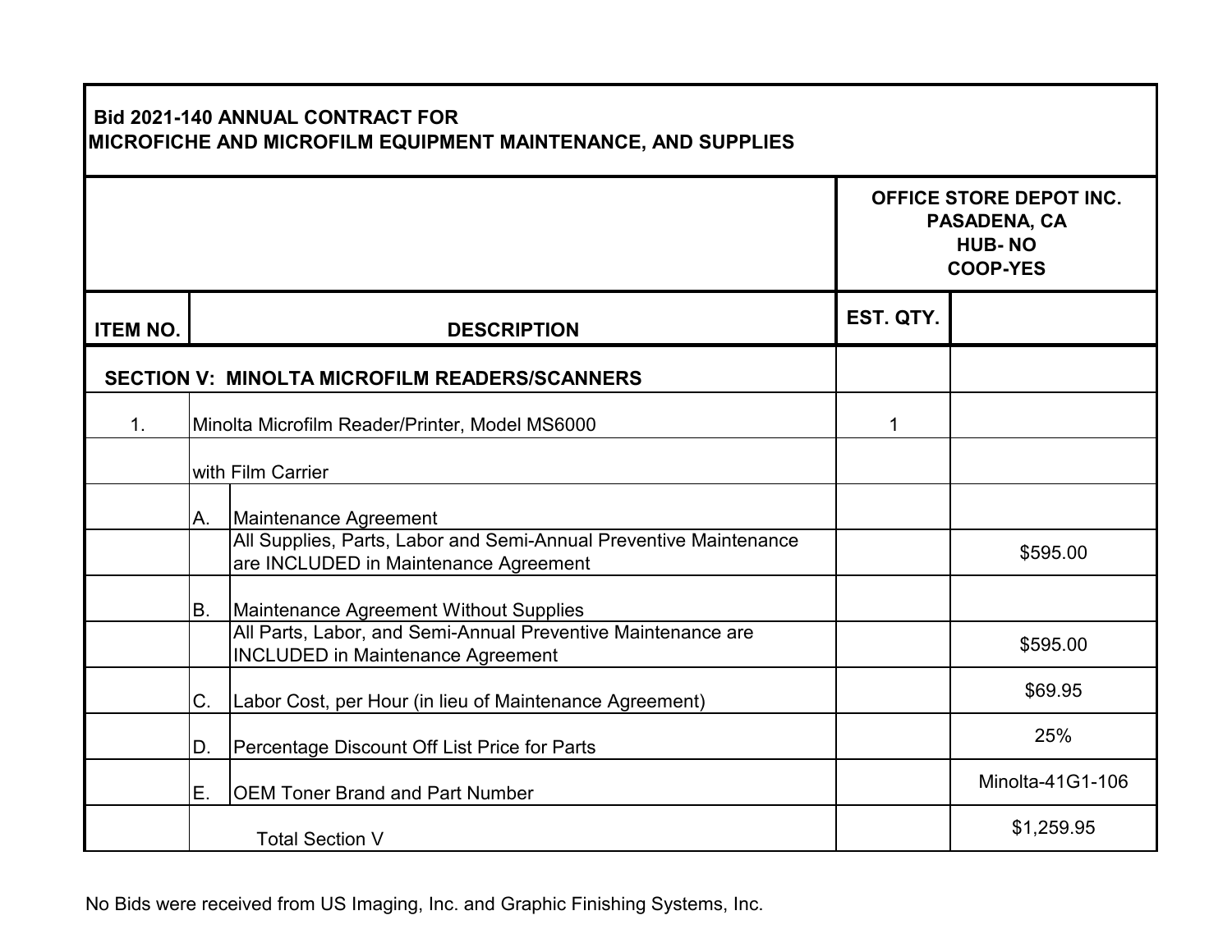**Bid 2021-140 ANNUAL CONTRACT FOR MICROFICHE AND MICROFILM EQUIPMENT MAINTENANCE, AND SUPPLIES**

| | | | | OFFICE STORE DEPOT INC. PASADENA, CA HUB- NO COOP-YES |
|---|---|---|---|---|
| **ITEM NO.** | | **DESCRIPTION** | **EST. QTY.** | |
| | **SECTION V: MINOLTA MICROFILM READERS/SCANNERS** | | | |
| 1. | Minolta Microfilm Reader/Printer, Model MS6000 | | 1 | |
| | with Film Carrier | | | |
| | A. | Maintenance Agreement | | |
| | | All Supplies, Parts, Labor and Semi-Annual Preventive Maintenance are INCLUDED in Maintenance Agreement | | $595.00 |
| | B. | Maintenance Agreement Without Supplies | | |
| | | All Parts, Labor, and Semi-Annual Preventive Maintenance are INCLUDED in Maintenance Agreement | | $595.00 |
| | C. | Labor Cost, per Hour (in lieu of Maintenance Agreement) | | $69.95 |
| | D. | Percentage Discount Off List Price for Parts | | 25% |
| | E. | OEM Toner Brand and Part Number | | Minolta-41G1-106 |
| | | Total Section V | | $1,259.95 |

No Bids were received from US Imaging, Inc. and Graphic Finishing Systems, Inc.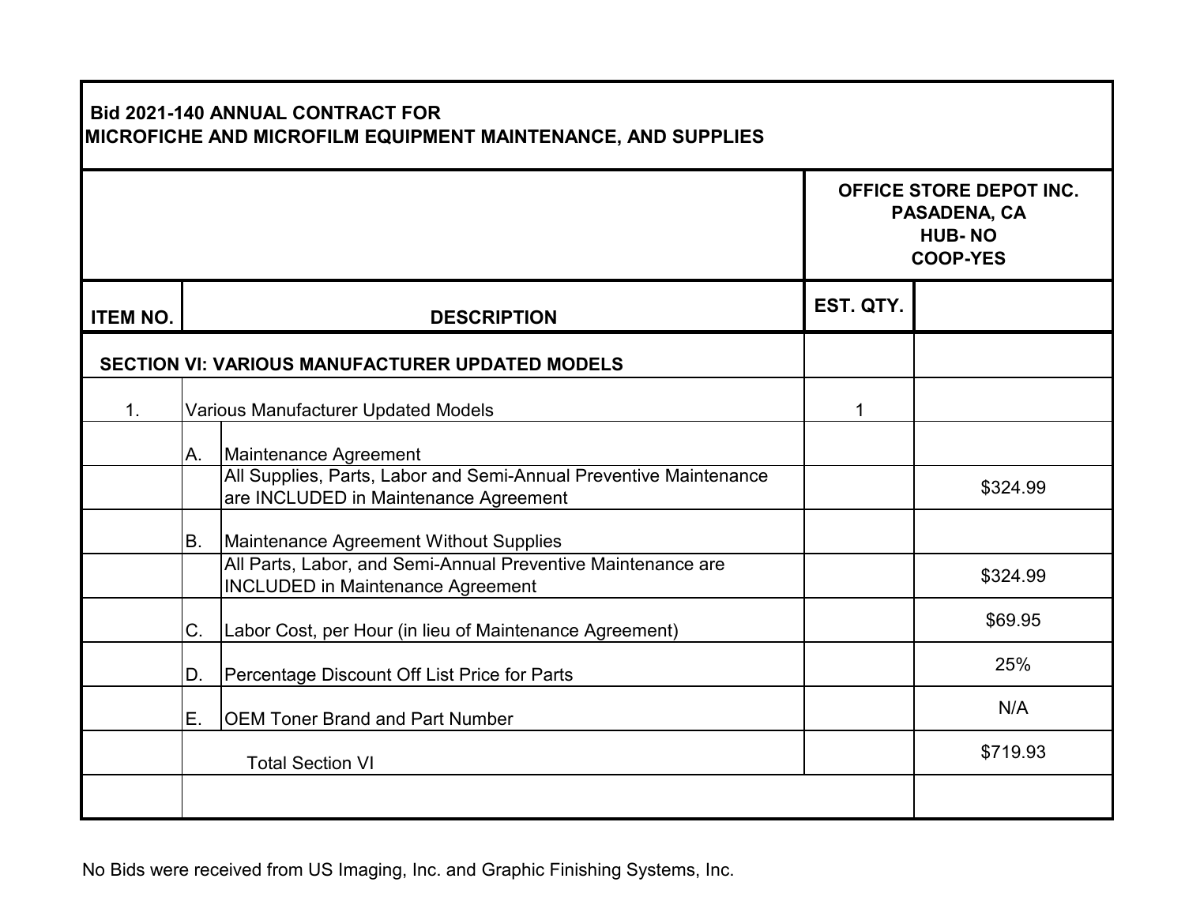**Bid 2021-140 ANNUAL CONTRACT FOR**
**MICROFICHE AND MICROFILM EQUIPMENT MAINTENANCE, AND SUPPLIES**

| ITEM NO. | | DESCRIPTION | EST. QTY. | OFFICE STORE DEPOT INC. PASADENA, CA HUB- NO COOP-YES |
|---|---|---|---|---|
| **SECTION VI: VARIOUS MANUFACTURER UPDATED MODELS** | | | | |
| 1. | Various Manufacturer Updated Models | | 1 | |
| | A. | Maintenance Agreement | | |
| | | All Supplies, Parts, Labor and Semi-Annual Preventive Maintenance are INCLUDED in Maintenance Agreement | | $324.99 |
| | B. | Maintenance Agreement Without Supplies | | |
| | | All Parts, Labor, and Semi-Annual Preventive Maintenance are INCLUDED in Maintenance Agreement | | $324.99 |
| | C. | Labor Cost, per Hour (in lieu of Maintenance Agreement) | | $69.95 |
| | D. | Percentage Discount Off List Price for Parts | | 25% |
| | E. | OEM Toner Brand and Part Number | | N/A |
| | Total Section VI | | | $719.93 |

No Bids were received from US Imaging, Inc. and Graphic Finishing Systems, Inc.